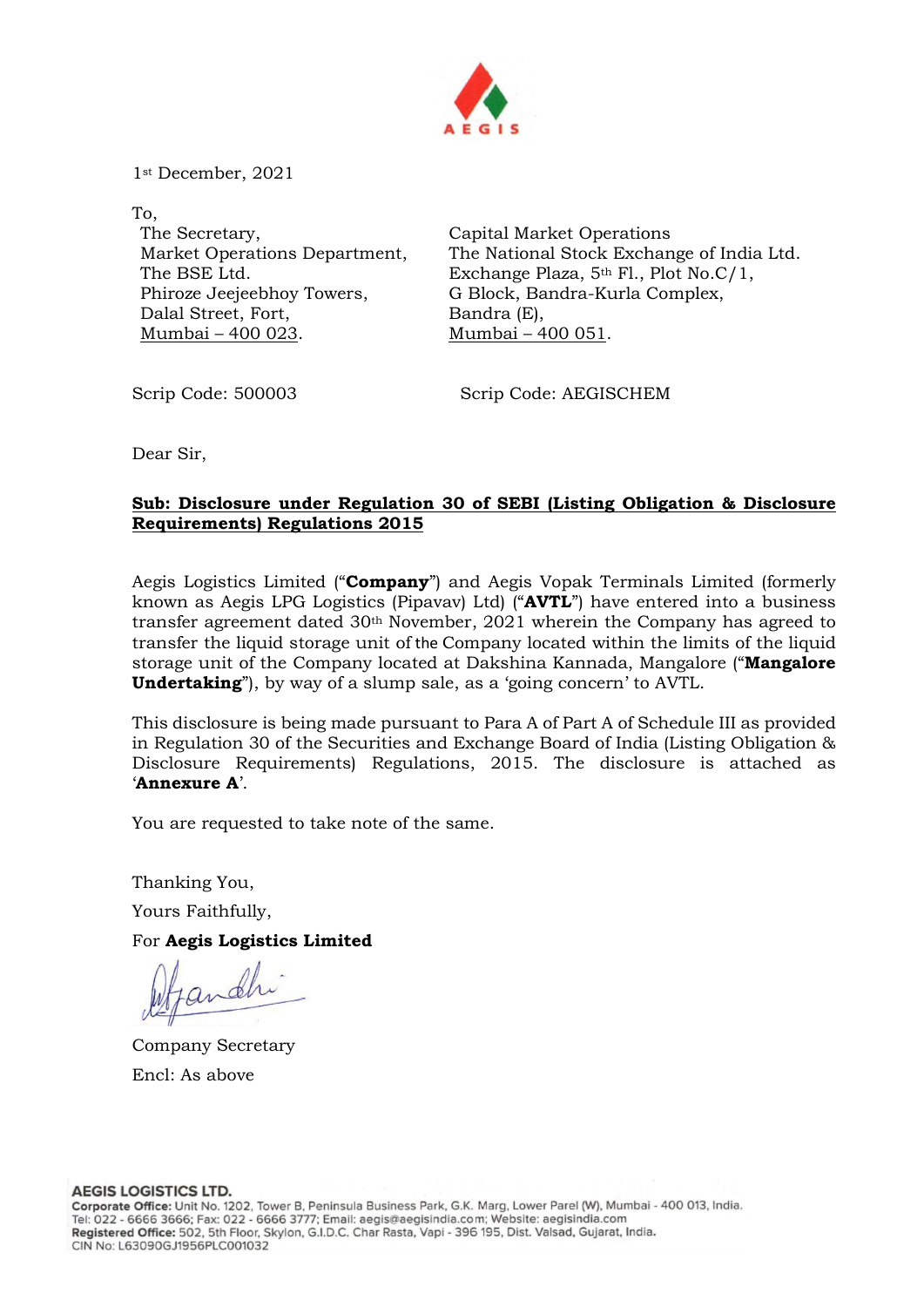AEGIS

1st December, 2021

To,

The Secretary,
Market Operations Department,
The BSE Ltd.
Phiroze Jeejeebhoy Towers,
Dalal Street, Fort,
Mumbai – 400 023.

Capital Market Operations
The National Stock Exchange of India Ltd.
Exchange Plaza, 5th Fl., Plot No.C/1,
G Block, Bandra-Kurla Complex,
Bandra (E),
Mumbai – 400 051.

Scrip Code: 500003

Scrip Code: AEGISCHEM

Dear Sir,

**Sub: Disclosure under Regulation 30 of SEBI (Listing Obligation & Disclosure Requirements) Regulations 2015**

Aegis Logistics Limited ("**Company**") and Aegis Vopak Terminals Limited (formerly known as Aegis LPG Logistics (Pipavav) Ltd) ("**AVTL**") have entered into a business transfer agreement dated 30th November, 2021 wherein the Company has agreed to transfer the liquid storage unit of the Company located within the limits of the liquid storage unit of the Company located at Dakshina Kannada, Mangalore ("**Mangalore Undertaking**"), by way of a slump sale, as a 'going concern' to AVTL.

This disclosure is being made pursuant to Para A of Part A of Schedule III as provided in Regulation 30 of the Securities and Exchange Board of India (Listing Obligation & Disclosure Requirements) Regulations, 2015. The disclosure is attached as '**Annexure A**'.

You are requested to take note of the same.

Thanking You,

Yours Faithfully,

For **Aegis Logistics Limited**

Company Secretary

Encl: As above

**AEGIS LOGISTICS LTD.**
**Corporate Office:** Unit No. 1202, Tower B, Peninsula Business Park, G.K. Marg, Lower Parel (W), Mumbai - 400 013, India.
Tel: 022 - 6666 3666; Fax: 022 - 6666 3777; Email: aegis@aegisindia.com; Website: aegisindia.com
**Registered Office:** 502, 5th Floor, Skylon, G.I.D.C. Char Rasta, Vapi - 396 195, Dist. Valsad, Gujarat, India.
CIN No: L63090GJ1956PLC001032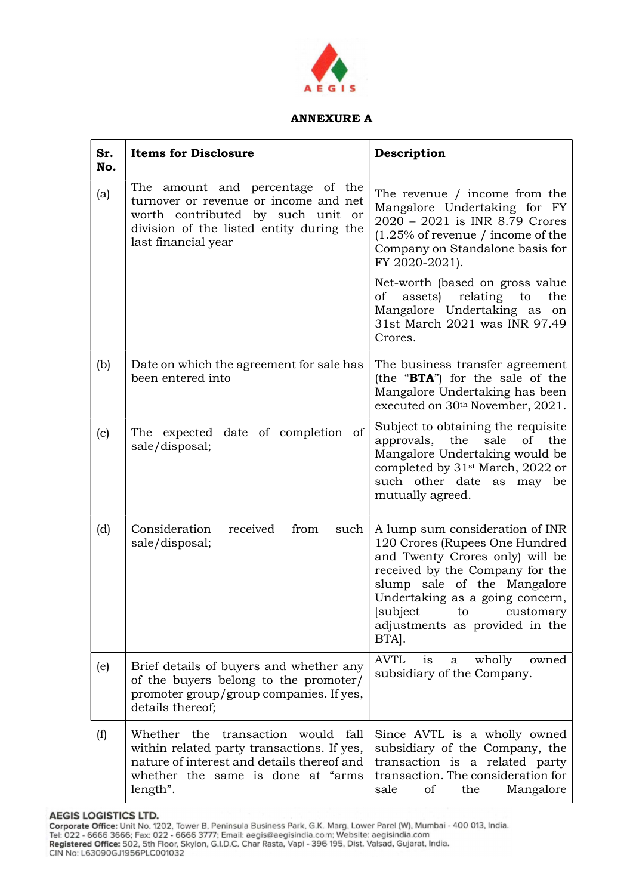# ANNEXURE A

| Sr. No. | Items for Disclosure | Description |
|---|---|---|
| (a) | The amount and percentage of the turnover or revenue or income and net worth contributed by such unit or division of the listed entity during the last financial year | The revenue / income from the Mangalore Undertaking for FY 2020 – 2021 is INR 8.79 Crores (1.25% of revenue / income of the Company on Standalone basis for FY 2020-2021).<br><br>Net-worth (based on gross value of assets) relating to the Mangalore Undertaking as on 31st March 2021 was INR 97.49 Crores. |
| (b) | Date on which the agreement for sale has been entered into | The business transfer agreement (the "**BTA**") for the sale of the Mangalore Undertaking has been executed on 30th November, 2021. |
| (c) | The expected date of completion of sale/disposal; | Subject to obtaining the requisite approvals, the sale of the Mangalore Undertaking would be completed by 31st March, 2022 or such other date as may be mutually agreed. |
| (d) | Consideration received from such sale/disposal; | A lump sum consideration of INR 120 Crores (Rupees One Hundred and Twenty Crores only) will be received by the Company for the slump sale of the Mangalore Undertaking as a going concern, [subject to customary adjustments as provided in the BTA]. |
| (e) | Brief details of buyers and whether any of the buyers belong to the promoter/ promoter group/group companies. If yes, details thereof; | AVTL is a wholly owned subsidiary of the Company. |
| (f) | Whether the transaction would fall within related party transactions. If yes, nature of interest and details thereof and whether the same is done at "arms length". | Since AVTL is a wholly owned subsidiary of the Company, the transaction is a related party transaction. The consideration for sale of the Mangalore |

**AEGIS LOGISTICS LTD.**
**Corporate Office:** Unit No. 1202, Tower B, Peninsula Business Park, G.K. Marg, Lower Parel (W), Mumbai - 400 013, India.
Tel: 022 - 6666 3666; Fax: 022 - 6666 3777; Email: aegis@aegisindia.com; Website: aegisindia.com
**Registered Office:** 502, 5th Floor, Skylon, G.I.D.C. Char Rasta, Vapi - 396 195, Dist. Valsad, Gujarat, India.
CIN No: L63090GJ1956PLC001032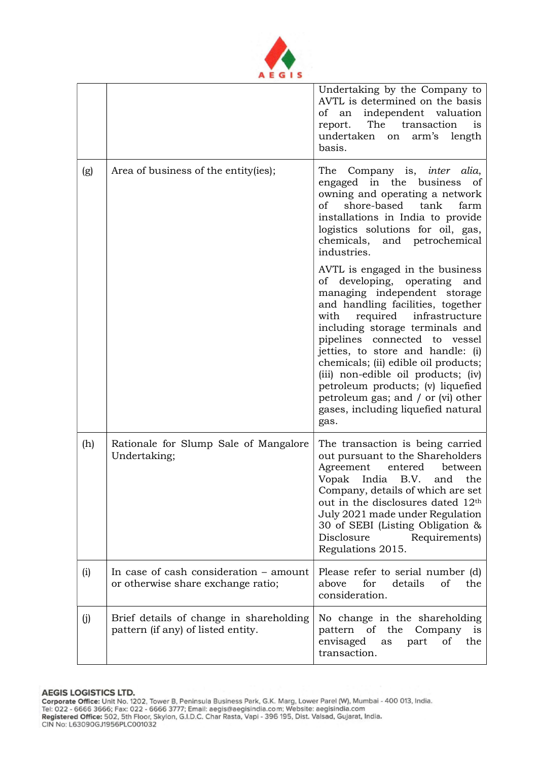| | | |
|---|---|---|
| | | Undertaking by the Company to AVTL is determined on the basis of an independent valuation report. The transaction is undertaken on arm's length basis. |
| (g) | Area of business of the entity(ies); | The Company is, *inter alia*, engaged in the business of owning and operating a network of shore-based tank farm installations in India to provide logistics solutions for oil, gas, chemicals, and petrochemical industries.<br><br>AVTL is engaged in the business of developing, operating and managing independent storage and handling facilities, together with required infrastructure including storage terminals and pipelines connected to vessel jetties, to store and handle: (i) chemicals; (ii) edible oil products; (iii) non-edible oil products; (iv) petroleum products; (v) liquefied petroleum gas; and / or (vi) other gases, including liquefied natural gas. |
| (h) | Rationale for Slump Sale of Mangalore Undertaking; | The transaction is being carried out pursuant to the Shareholders Agreement entered between Vopak India B.V. and the Company, details of which are set out in the disclosures dated 12th July 2021 made under Regulation 30 of SEBI (Listing Obligation & Disclosure Requirements) Regulations 2015. |
| (i) | In case of cash consideration – amount or otherwise share exchange ratio; | Please refer to serial number (d) above for details of the consideration. |
| (j) | Brief details of change in shareholding pattern (if any) of listed entity. | No change in the shareholding pattern of the Company is envisaged as part of the transaction. |